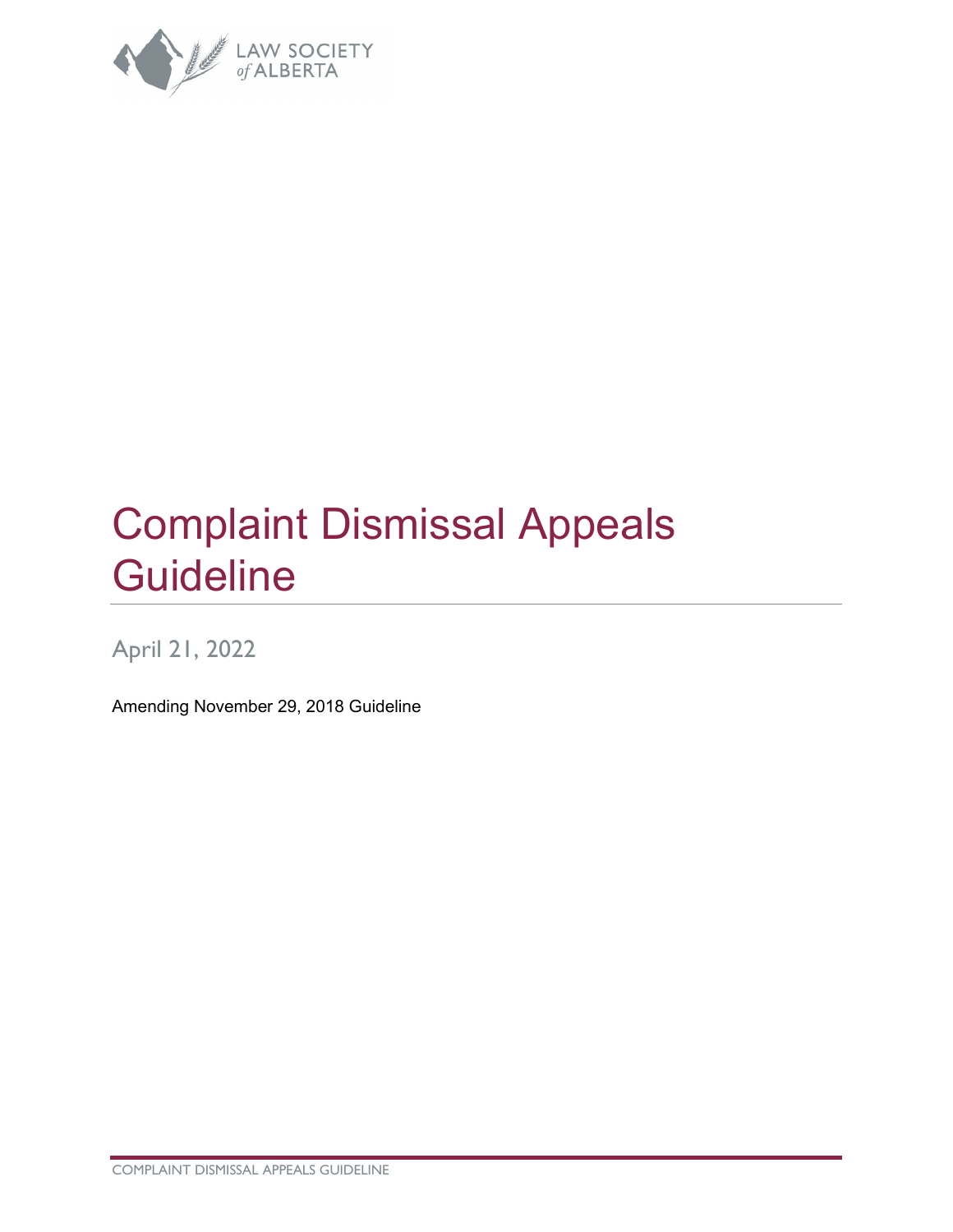LAW SOCIETY of ALBERTA

# Complaint Dismissal Appeals Guideline

April 21, 2022

Amending November 29, 2018 Guideline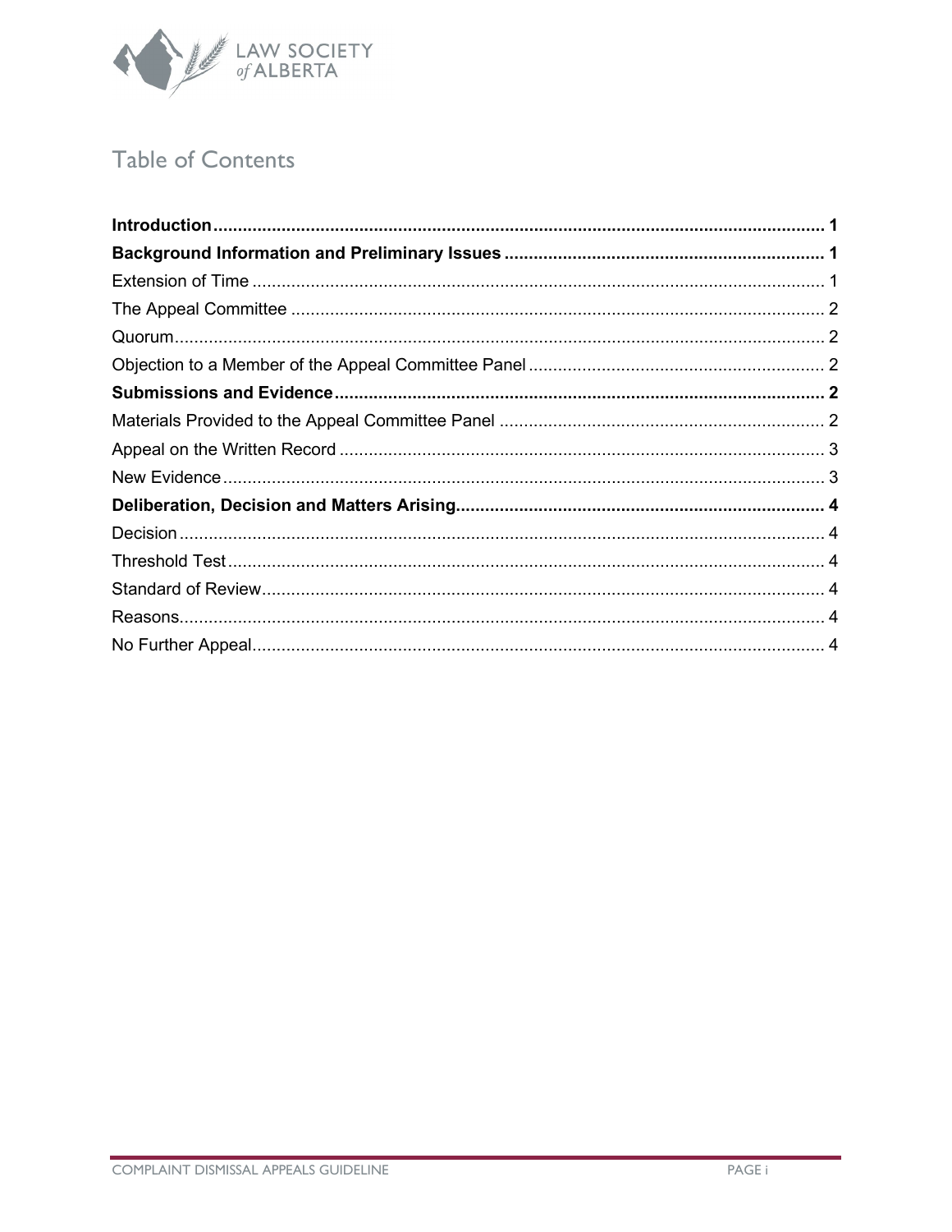# Table of Contents

**Introduction** ..... **1**

**Background Information and Preliminary Issues** ..... **1**

Extension of Time ..... 1

The Appeal Committee ..... 2

Quorum ..... 2

Objection to a Member of the Appeal Committee Panel ..... 2

**Submissions and Evidence** ..... **2**

Materials Provided to the Appeal Committee Panel ..... 2

Appeal on the Written Record ..... 3

New Evidence ..... 3

**Deliberation, Decision and Matters Arising** ..... **4**

Decision ..... 4

Threshold Test ..... 4

Standard of Review ..... 4

Reasons ..... 4

No Further Appeal ..... 4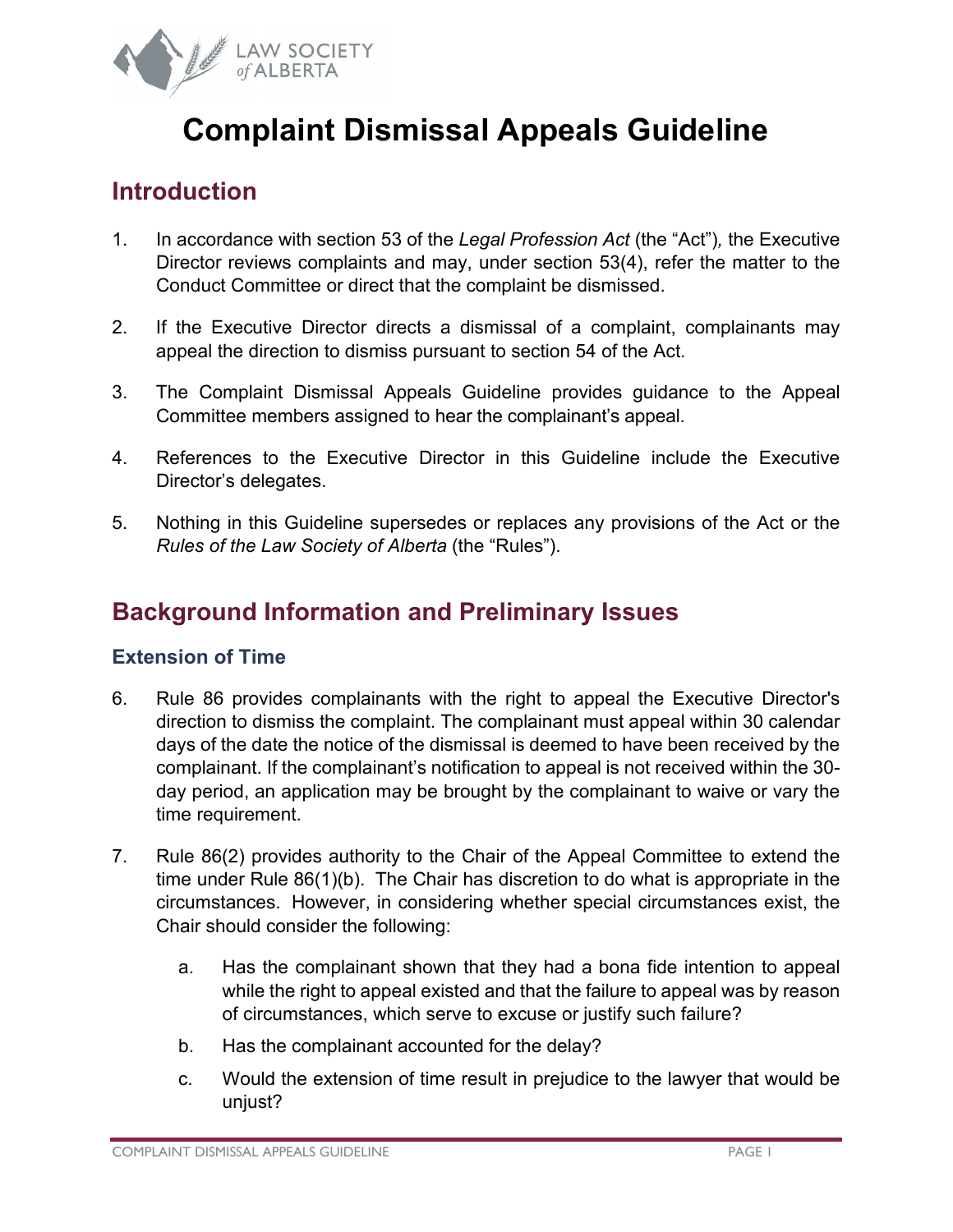# Complaint Dismissal Appeals Guideline

## Introduction

1. In accordance with section 53 of the *Legal Profession Act* (the "Act"), the Executive Director reviews complaints and may, under section 53(4), refer the matter to the Conduct Committee or direct that the complaint be dismissed.

2. If the Executive Director directs a dismissal of a complaint, complainants may appeal the direction to dismiss pursuant to section 54 of the Act.

3. The Complaint Dismissal Appeals Guideline provides guidance to the Appeal Committee members assigned to hear the complainant's appeal.

4. References to the Executive Director in this Guideline include the Executive Director's delegates.

5. Nothing in this Guideline supersedes or replaces any provisions of the Act or the *Rules of the Law Society of Alberta* (the "Rules").

## Background Information and Preliminary Issues

### Extension of Time

6. Rule 86 provides complainants with the right to appeal the Executive Director's direction to dismiss the complaint. The complainant must appeal within 30 calendar days of the date the notice of the dismissal is deemed to have been received by the complainant. If the complainant's notification to appeal is not received within the 30-day period, an application may be brought by the complainant to waive or vary the time requirement.

7. Rule 86(2) provides authority to the Chair of the Appeal Committee to extend the time under Rule 86(1)(b). The Chair has discretion to do what is appropriate in the circumstances. However, in considering whether special circumstances exist, the Chair should consider the following:

   a. Has the complainant shown that they had a bona fide intention to appeal while the right to appeal existed and that the failure to appeal was by reason of circumstances, which serve to excuse or justify such failure?

   b. Has the complainant accounted for the delay?

   c. Would the extension of time result in prejudice to the lawyer that would be unjust?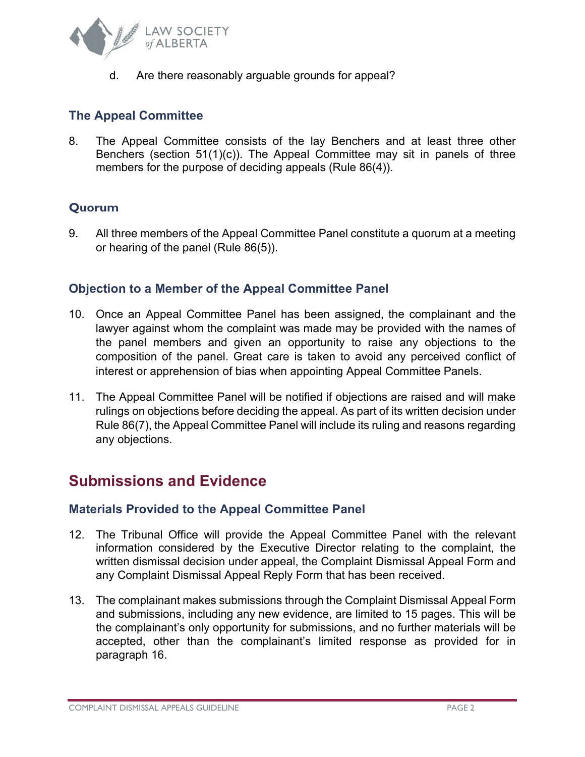d. Are there reasonably arguable grounds for appeal?

### The Appeal Committee

8. The Appeal Committee consists of the lay Benchers and at least three other Benchers (section 51(1)(c)). The Appeal Committee may sit in panels of three members for the purpose of deciding appeals (Rule 86(4)).

### Quorum

9. All three members of the Appeal Committee Panel constitute a quorum at a meeting or hearing of the panel (Rule 86(5)).

### Objection to a Member of the Appeal Committee Panel

10. Once an Appeal Committee Panel has been assigned, the complainant and the lawyer against whom the complaint was made may be provided with the names of the panel members and given an opportunity to raise any objections to the composition of the panel. Great care is taken to avoid any perceived conflict of interest or apprehension of bias when appointing Appeal Committee Panels.

11. The Appeal Committee Panel will be notified if objections are raised and will make rulings on objections before deciding the appeal. As part of its written decision under Rule 86(7), the Appeal Committee Panel will include its ruling and reasons regarding any objections.

## Submissions and Evidence

### Materials Provided to the Appeal Committee Panel

12. The Tribunal Office will provide the Appeal Committee Panel with the relevant information considered by the Executive Director relating to the complaint, the written dismissal decision under appeal, the Complaint Dismissal Appeal Form and any Complaint Dismissal Appeal Reply Form that has been received.

13. The complainant makes submissions through the Complaint Dismissal Appeal Form and submissions, including any new evidence, are limited to 15 pages. This will be the complainant's only opportunity for submissions, and no further materials will be accepted, other than the complainant's limited response as provided for in paragraph 16.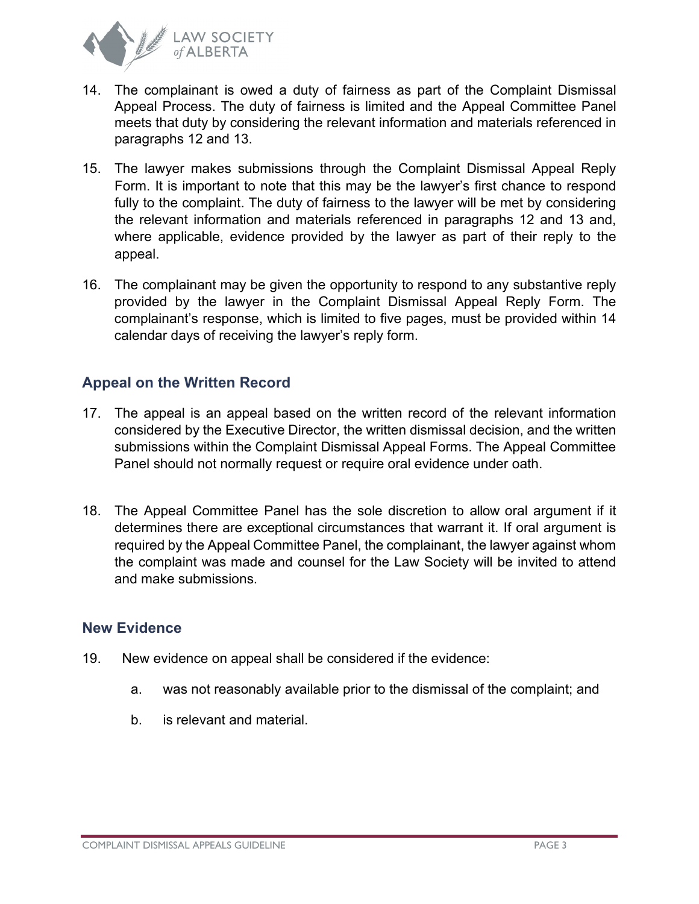14. The complainant is owed a duty of fairness as part of the Complaint Dismissal Appeal Process. The duty of fairness is limited and the Appeal Committee Panel meets that duty by considering the relevant information and materials referenced in paragraphs 12 and 13.

15. The lawyer makes submissions through the Complaint Dismissal Appeal Reply Form. It is important to note that this may be the lawyer's first chance to respond fully to the complaint. The duty of fairness to the lawyer will be met by considering the relevant information and materials referenced in paragraphs 12 and 13 and, where applicable, evidence provided by the lawyer as part of their reply to the appeal.

16. The complainant may be given the opportunity to respond to any substantive reply provided by the lawyer in the Complaint Dismissal Appeal Reply Form. The complainant's response, which is limited to five pages, must be provided within 14 calendar days of receiving the lawyer's reply form.

## Appeal on the Written Record

17. The appeal is an appeal based on the written record of the relevant information considered by the Executive Director, the written dismissal decision, and the written submissions within the Complaint Dismissal Appeal Forms. The Appeal Committee Panel should not normally request or require oral evidence under oath.

18. The Appeal Committee Panel has the sole discretion to allow oral argument if it determines there are exceptional circumstances that warrant it. If oral argument is required by the Appeal Committee Panel, the complainant, the lawyer against whom the complaint was made and counsel for the Law Society will be invited to attend and make submissions.

## New Evidence

19. New evidence on appeal shall be considered if the evidence:

    a. was not reasonably available prior to the dismissal of the complaint; and

    b. is relevant and material.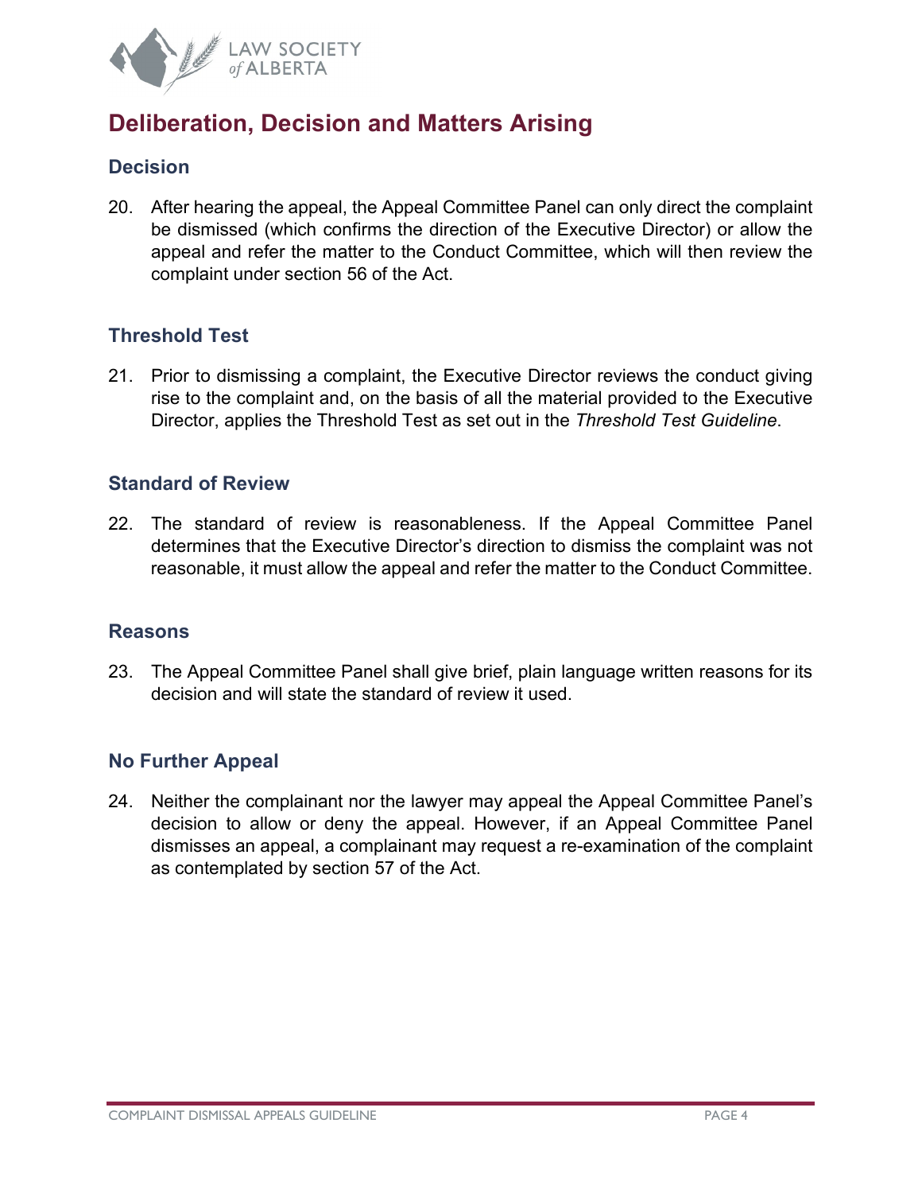## Deliberation, Decision and Matters Arising

### Decision

20. After hearing the appeal, the Appeal Committee Panel can only direct the complaint be dismissed (which confirms the direction of the Executive Director) or allow the appeal and refer the matter to the Conduct Committee, which will then review the complaint under section 56 of the Act.

### Threshold Test

21. Prior to dismissing a complaint, the Executive Director reviews the conduct giving rise to the complaint and, on the basis of all the material provided to the Executive Director, applies the Threshold Test as set out in the *Threshold Test Guideline*.

### Standard of Review

22. The standard of review is reasonableness. If the Appeal Committee Panel determines that the Executive Director's direction to dismiss the complaint was not reasonable, it must allow the appeal and refer the matter to the Conduct Committee.

### Reasons

23. The Appeal Committee Panel shall give brief, plain language written reasons for its decision and will state the standard of review it used.

### No Further Appeal

24. Neither the complainant nor the lawyer may appeal the Appeal Committee Panel's decision to allow or deny the appeal. However, if an Appeal Committee Panel dismisses an appeal, a complainant may request a re-examination of the complaint as contemplated by section 57 of the Act.